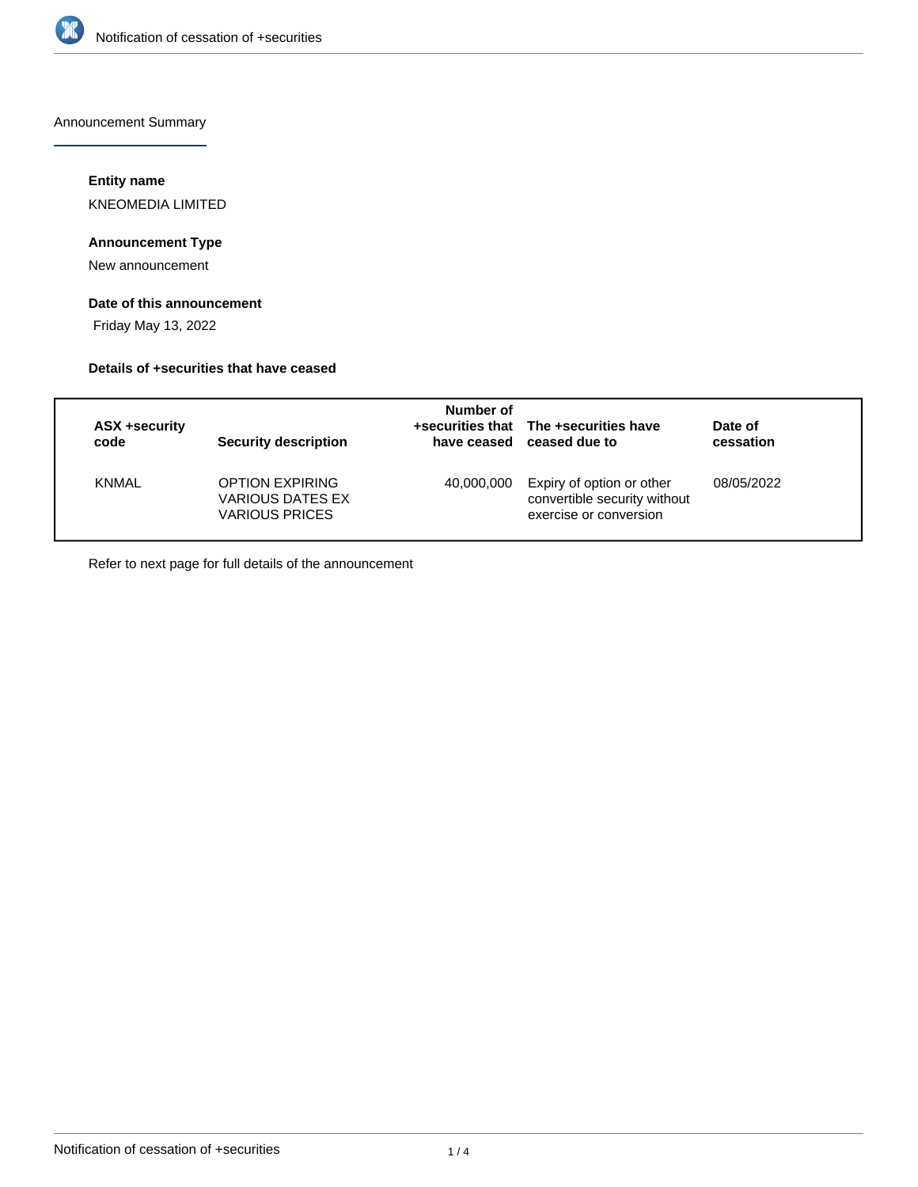Announcement Summary

**Entity name**

KNEOMEDIA LIMITED

**Announcement Type**

New announcement

**Date of this announcement**

Friday May 13, 2022

**Details of +securities that have ceased**

| ASX +security code | Security description | Number of +securities that have ceased | The +securities have ceased due to | Date of cessation |
|---|---|---|---|---|
| KNMAL | OPTION EXPIRING VARIOUS DATES EX VARIOUS PRICES | 40,000,000 | Expiry of option or other convertible security without exercise or conversion | 08/05/2022 |

Refer to next page for full details of the announcement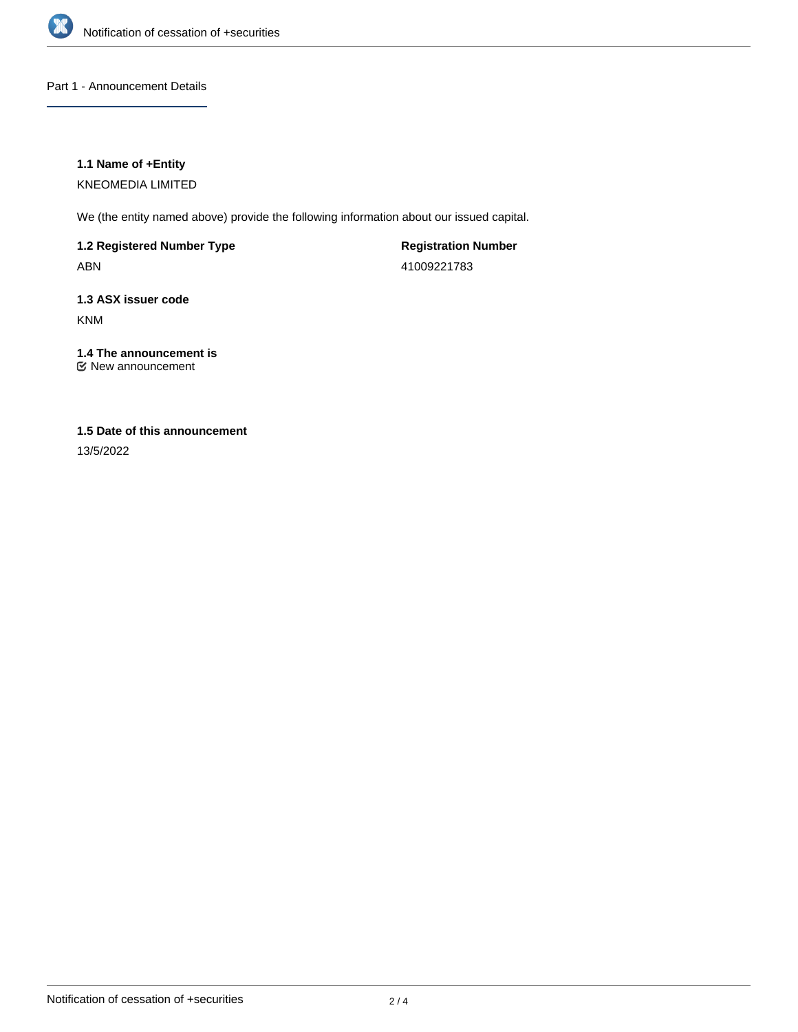## Part 1 - Announcement Details

**1.1 Name of +Entity**

KNEOMEDIA LIMITED

We (the entity named above) provide the following information about our issued capital.

**1.2 Registered Number Type**

ABN

**Registration Number**

41009221783

**1.3 ASX issuer code**

KNM

**1.4 The announcement is**

☑ New announcement

**1.5 Date of this announcement**

13/5/2022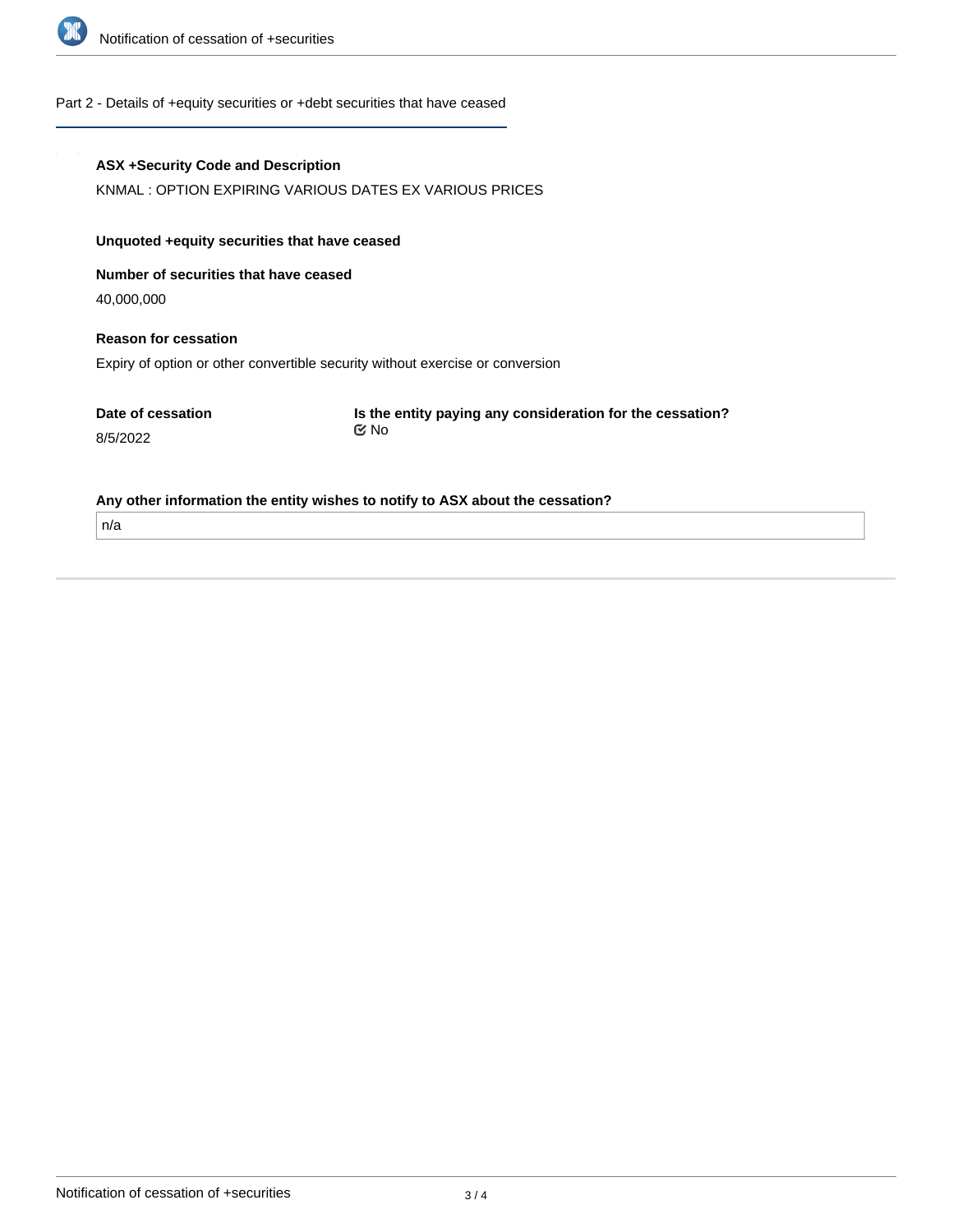## Part 2 - Details of +equity securities or +debt securities that have ceased

**ASX +Security Code and Description**

KNMAL : OPTION EXPIRING VARIOUS DATES EX VARIOUS PRICES

**Unquoted +equity securities that have ceased**

**Number of securities that have ceased**

40,000,000

**Reason for cessation**

Expiry of option or other convertible security without exercise or conversion

**Date of cessation**

8/5/2022

**Is the entity paying any consideration for the cessation?**

☑ No

**Any other information the entity wishes to notify to ASX about the cessation?**

n/a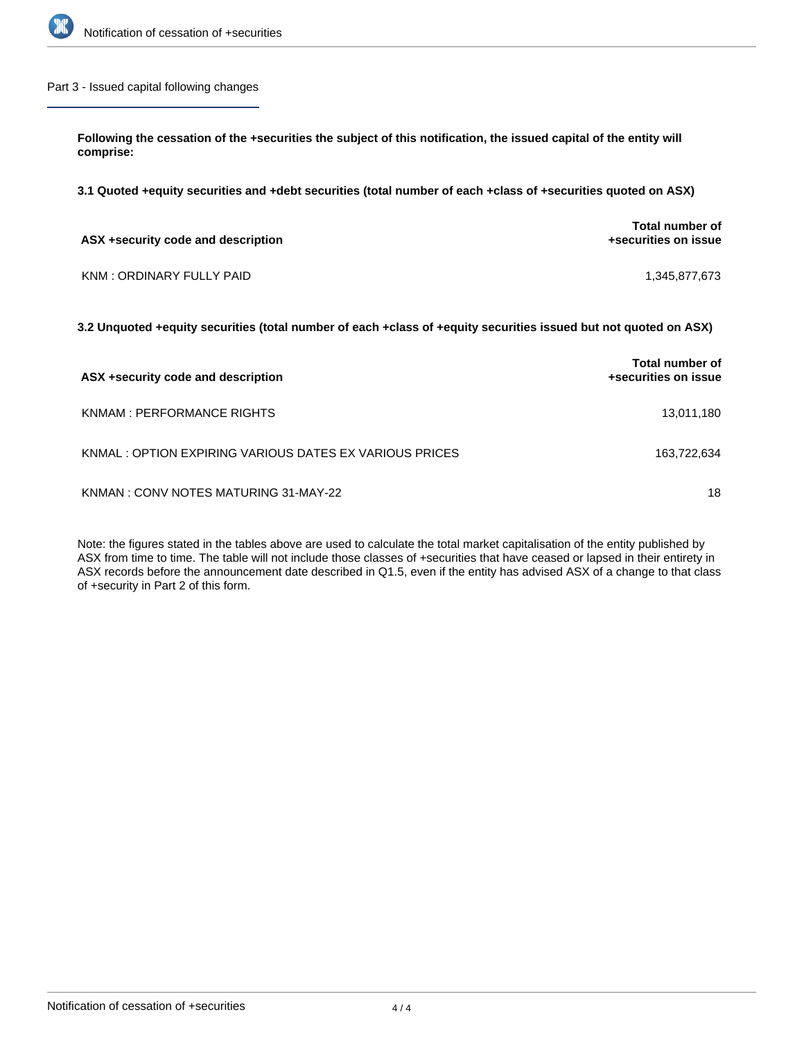## Part 3 - Issued capital following changes

**Following the cessation of the +securities the subject of this notification, the issued capital of the entity will comprise:**

**3.1 Quoted +equity securities and +debt securities (total number of each +class of +securities quoted on ASX)**

| ASX +security code and description | Total number of +securities on issue |
| --- | --- |
| KNM : ORDINARY FULLY PAID | 1,345,877,673 |

**3.2 Unquoted +equity securities (total number of each +class of +equity securities issued but not quoted on ASX)**

| ASX +security code and description | Total number of +securities on issue |
| --- | --- |
| KNMAM : PERFORMANCE RIGHTS | 13,011,180 |
| KNMAL : OPTION EXPIRING VARIOUS DATES EX VARIOUS PRICES | 163,722,634 |
| KNMAN : CONV NOTES MATURING 31-MAY-22 | 18 |

Note: the figures stated in the tables above are used to calculate the total market capitalisation of the entity published by ASX from time to time. The table will not include those classes of +securities that have ceased or lapsed in their entirety in ASX records before the announcement date described in Q1.5, even if the entity has advised ASX of a change to that class of +security in Part 2 of this form.